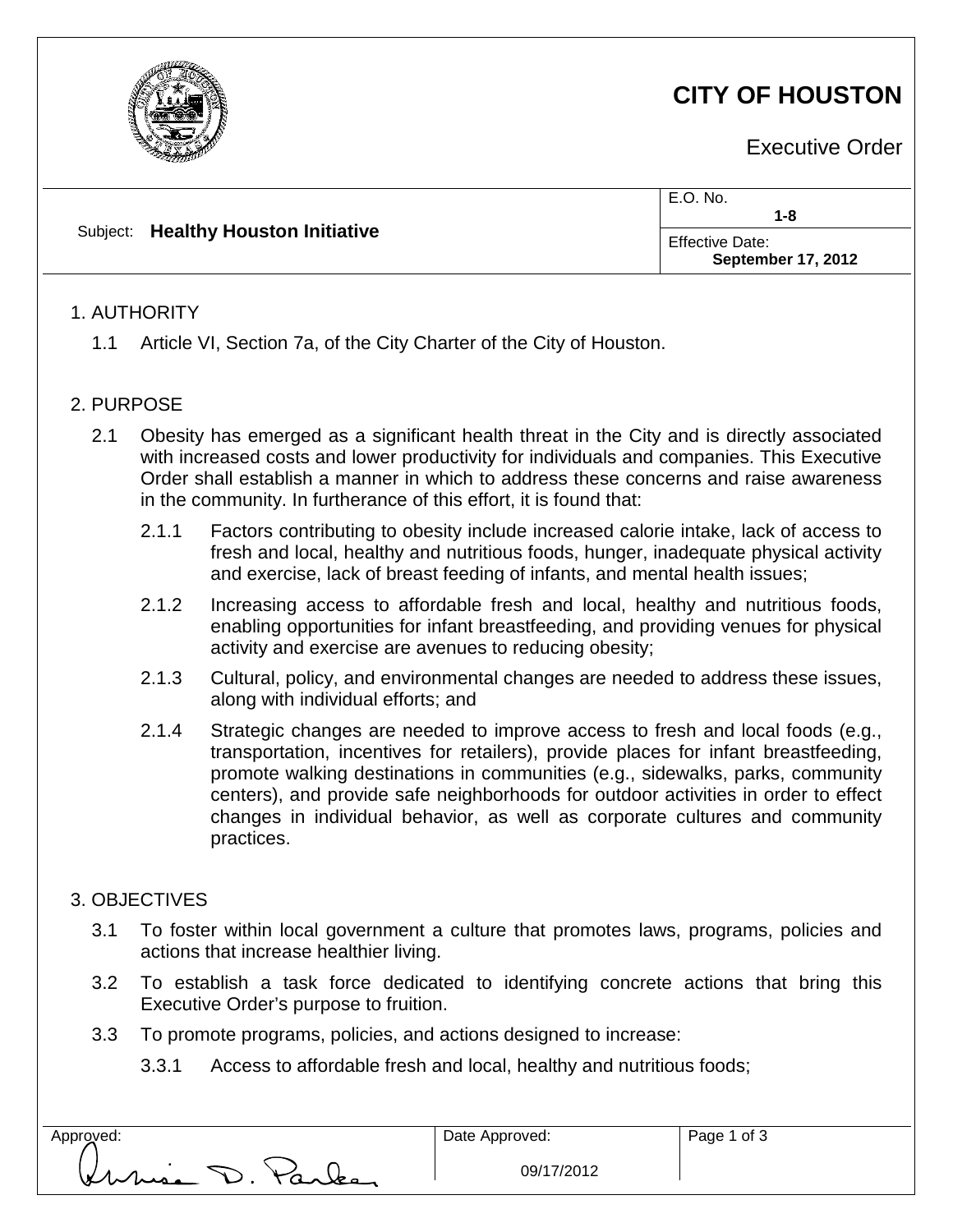# CITY OF HOUSTON

Executive Order

| Subject: **Healthy Houston Initiative** | E.O. No. **1-8** |
|---|---|
| | Effective Date: **September 17, 2012** |

1. AUTHORITY

1.1 Article VI, Section 7a, of the City Charter of the City of Houston.

2. PURPOSE

2.1 Obesity has emerged as a significant health threat in the City and is directly associated with increased costs and lower productivity for individuals and companies. This Executive Order shall establish a manner in which to address these concerns and raise awareness in the community. In furtherance of this effort, it is found that:

2.1.1 Factors contributing to obesity include increased calorie intake, lack of access to fresh and local, healthy and nutritious foods, hunger, inadequate physical activity and exercise, lack of breast feeding of infants, and mental health issues;

2.1.2 Increasing access to affordable fresh and local, healthy and nutritious foods, enabling opportunities for infant breastfeeding, and providing venues for physical activity and exercise are avenues to reducing obesity;

2.1.3 Cultural, policy, and environmental changes are needed to address these issues, along with individual efforts; and

2.1.4 Strategic changes are needed to improve access to fresh and local foods (e.g., transportation, incentives for retailers), provide places for infant breastfeeding, promote walking destinations in communities (e.g., sidewalks, parks, community centers), and provide safe neighborhoods for outdoor activities in order to effect changes in individual behavior, as well as corporate cultures and community practices.

3. OBJECTIVES

3.1 To foster within local government a culture that promotes laws, programs, policies and actions that increase healthier living.

3.2 To establish a task force dedicated to identifying concrete actions that bring this Executive Order's purpose to fruition.

3.3 To promote programs, policies, and actions designed to increase:

3.3.1 Access to affordable fresh and local, healthy and nutritious foods;

| Approved: | Date Approved: | |
|---|---|---|
| Annise D. Parker | 09/17/2012 | |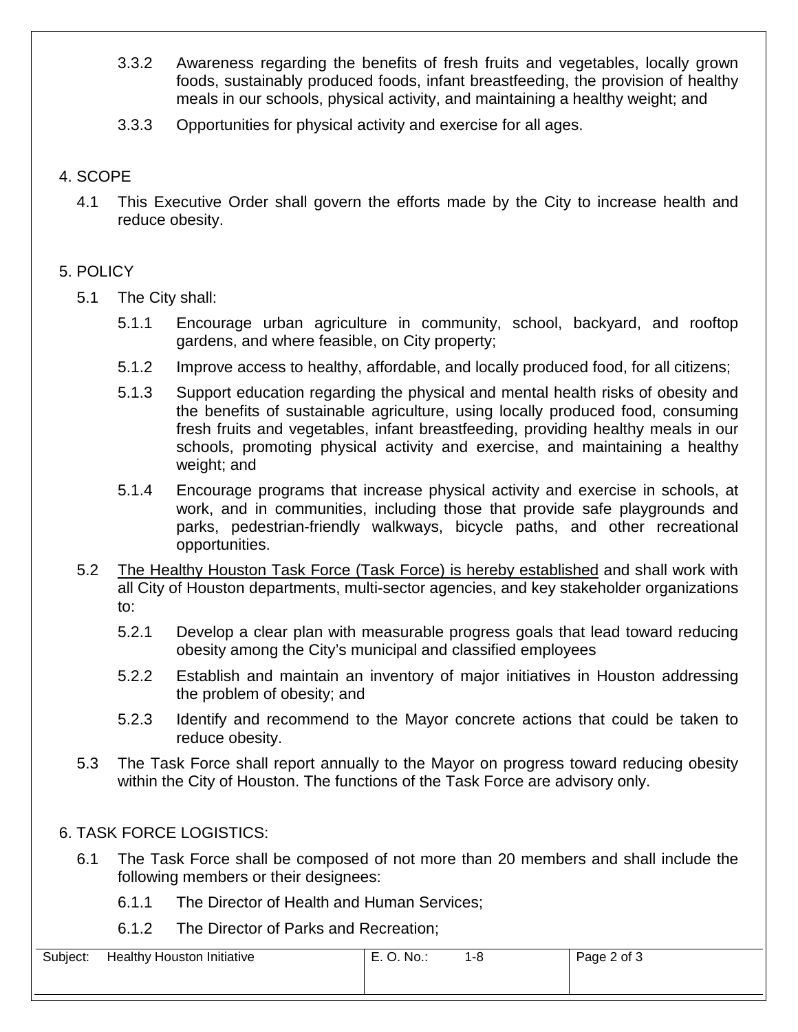3.3.2 Awareness regarding the benefits of fresh fruits and vegetables, locally grown foods, sustainably produced foods, infant breastfeeding, the provision of healthy meals in our schools, physical activity, and maintaining a healthy weight; and

3.3.3 Opportunities for physical activity and exercise for all ages.

## 4. SCOPE

4.1 This Executive Order shall govern the efforts made by the City to increase health and reduce obesity.

## 5. POLICY

5.1 The City shall:

5.1.1 Encourage urban agriculture in community, school, backyard, and rooftop gardens, and where feasible, on City property;

5.1.2 Improve access to healthy, affordable, and locally produced food, for all citizens;

5.1.3 Support education regarding the physical and mental health risks of obesity and the benefits of sustainable agriculture, using locally produced food, consuming fresh fruits and vegetables, infant breastfeeding, providing healthy meals in our schools, promoting physical activity and exercise, and maintaining a healthy weight; and

5.1.4 Encourage programs that increase physical activity and exercise in schools, at work, and in communities, including those that provide safe playgrounds and parks, pedestrian-friendly walkways, bicycle paths, and other recreational opportunities.

5.2 <u>The Healthy Houston Task Force (Task Force) is hereby established</u> and shall work with all City of Houston departments, multi-sector agencies, and key stakeholder organizations to:

5.2.1 Develop a clear plan with measurable progress goals that lead toward reducing obesity among the City's municipal and classified employees

5.2.2 Establish and maintain an inventory of major initiatives in Houston addressing the problem of obesity; and

5.2.3 Identify and recommend to the Mayor concrete actions that could be taken to reduce obesity.

5.3 The Task Force shall report annually to the Mayor on progress toward reducing obesity within the City of Houston. The functions of the Task Force are advisory only.

## 6. TASK FORCE LOGISTICS:

6.1 The Task Force shall be composed of not more than 20 members and shall include the following members or their designees:

6.1.1 The Director of Health and Human Services;

6.1.2 The Director of Parks and Recreation;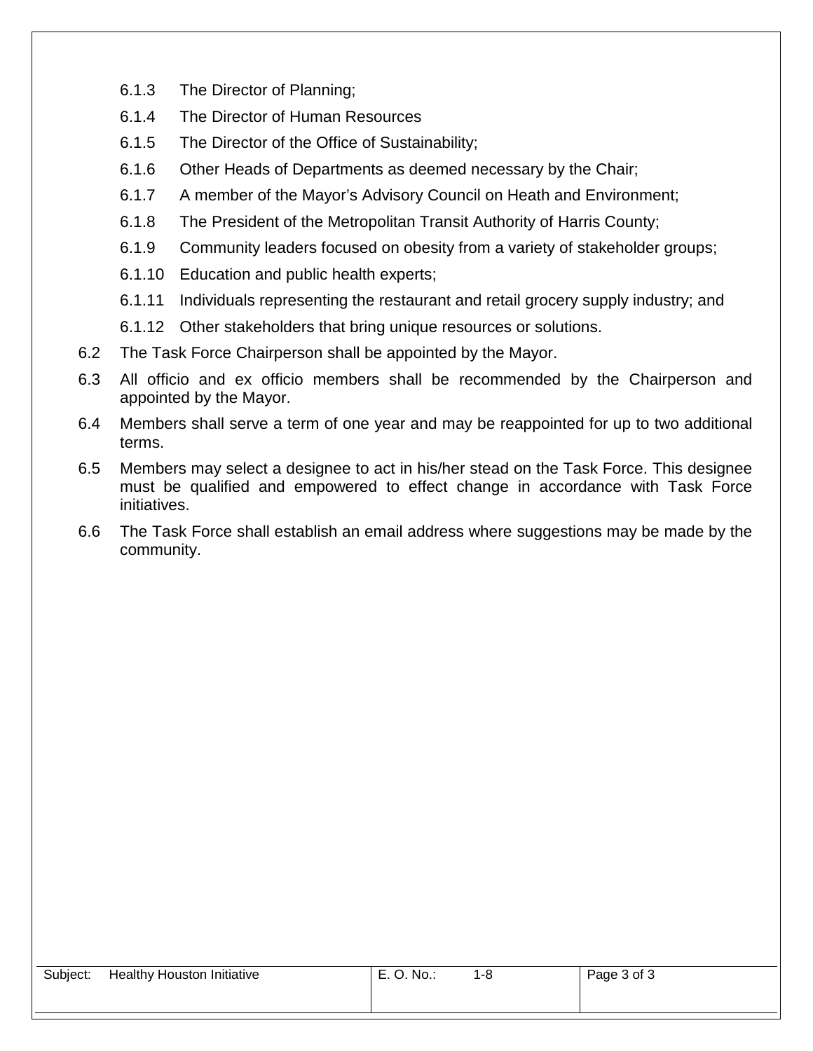6.1.3 The Director of Planning;

6.1.4 The Director of Human Resources

6.1.5 The Director of the Office of Sustainability;

6.1.6 Other Heads of Departments as deemed necessary by the Chair;

6.1.7 A member of the Mayor's Advisory Council on Heath and Environment;

6.1.8 The President of the Metropolitan Transit Authority of Harris County;

6.1.9 Community leaders focused on obesity from a variety of stakeholder groups;

6.1.10 Education and public health experts;

6.1.11 Individuals representing the restaurant and retail grocery supply industry; and

6.1.12 Other stakeholders that bring unique resources or solutions.

6.2 The Task Force Chairperson shall be appointed by the Mayor.

6.3 All officio and ex officio members shall be recommended by the Chairperson and appointed by the Mayor.

6.4 Members shall serve a term of one year and may be reappointed for up to two additional terms.

6.5 Members may select a designee to act in his/her stead on the Task Force. This designee must be qualified and empowered to effect change in accordance with Task Force initiatives.

6.6 The Task Force shall establish an email address where suggestions may be made by the community.